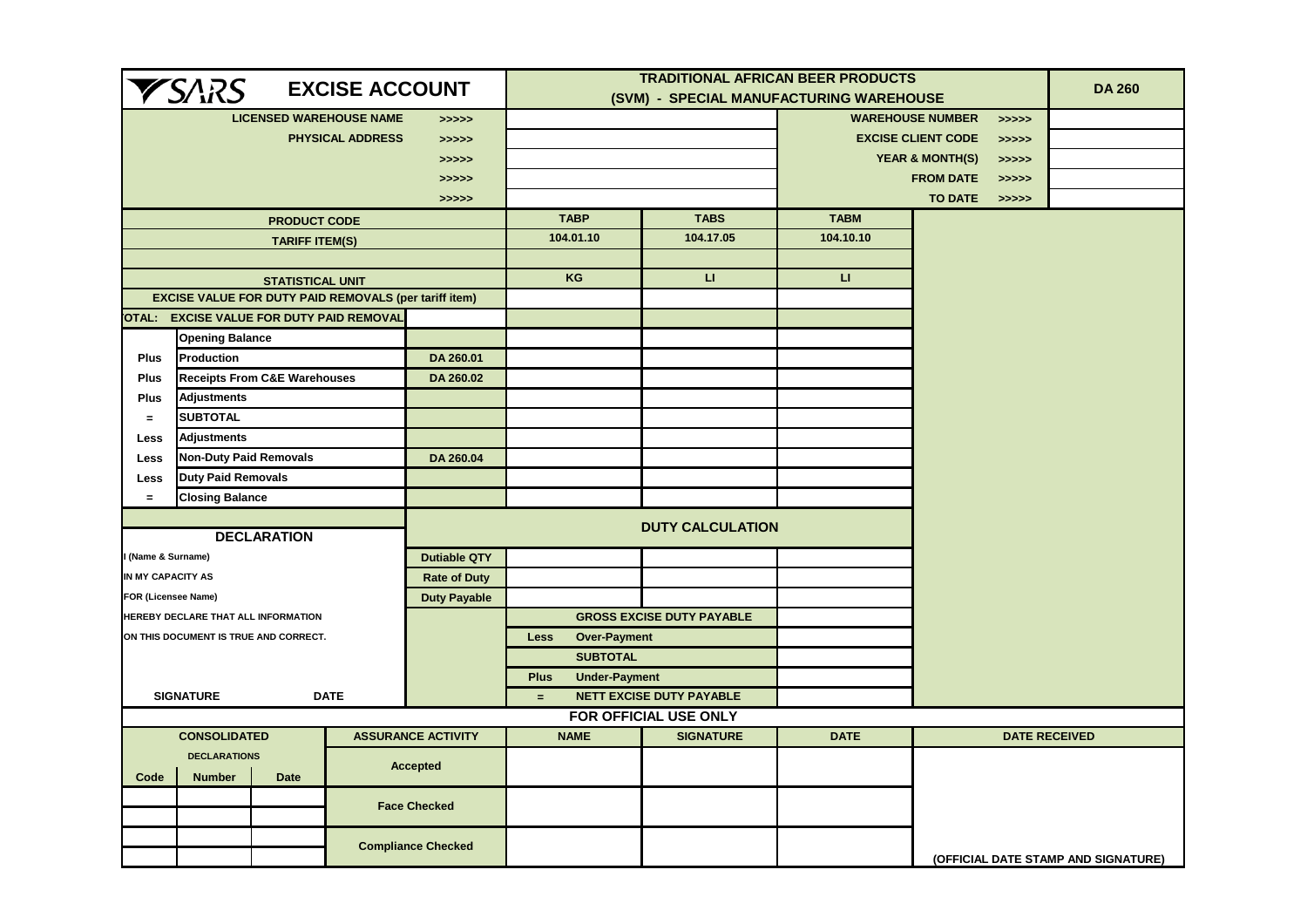# SARS EXCISE ACCOUNT

## TRADITIONAL AFRICAN BEER PRODUCTS (SVM) - SPECIAL MANUFACTURING WAREHOUSE

**DA 260**

| | | | | |
|---|---|---|---|---|
| **LICENSED WAREHOUSE NAME** | >>>>> | | **WAREHOUSE NUMBER** >>>>> | |
| **PHYSICAL ADDRESS** | >>>>> | | **EXCISE CLIENT CODE** >>>>> | |
| | >>>>> | | **YEAR & MONTH(S)** >>>>> | |
| | >>>>> | | **FROM DATE** >>>>> | |
| | >>>>> | | **TO DATE** >>>>> | |

| | | | | | |
|---|---|---|---|---|---|
| | **PRODUCT CODE** | | **TABP** | **TABS** | **TABM** |
| | **TARIFF ITEM(S)** | | 104.01.10 | 104.17.05 | 104.10.10 |
| | | | | | |
| | **STATISTICAL UNIT** | | KG | LI | LI |
| | **EXCISE VALUE FOR DUTY PAID REMOVALS (per tariff item)** | | | | |
| | **OTAL: EXCISE VALUE FOR DUTY PAID REMOVAL** | | | | |
| | **Opening Balance** | | | | |
| **Plus** | **Production** | **DA 260.01** | | | |
| **Plus** | **Receipts From C&E Warehouses** | **DA 260.02** | | | |
| **Plus** | **Adjustments** | | | | |
| **=** | **SUBTOTAL** | | | | |
| **Less** | **Adjustments** | | | | |
| **Less** | **Non-Duty Paid Removals** | **DA 260.04** | | | |
| **Less** | **Duty Paid Removals** | | | | |
| **=** | **Closing Balance** | | | | |

### DECLARATION

I (Name & Surname)

IN MY CAPACITY AS

FOR (Licensee Name)

HEREBY DECLARE THAT ALL INFORMATION ON THIS DOCUMENT IS TRUE AND CORRECT.

**SIGNATURE** **DATE**

### DUTY CALCULATION

| | | | |
|---|---|---|---|
| **Dutiable QTY** | | | |
| **Rate of Duty** | | | |
| **Duty Payable** | | | |
| | **GROSS EXCISE DUTY PAYABLE** | | |
| **Less** | **Over-Payment** | | |
| | **SUBTOTAL** | | |
| **Plus** | **Under-Payment** | | |
| **=** | **NETT EXCISE DUTY PAYABLE** | | |

### FOR OFFICIAL USE ONLY

| **CONSOLIDATED DECLARATIONS** | | | **ASSURANCE ACTIVITY** | **NAME** | **SIGNATURE** | **DATE** | **DATE RECEIVED** |
|---|---|---|---|---|---|---|---|
| **Code** | **Number** | **Date** | **Accepted** | | | | |
| | | | **Face Checked** | | | | |
| | | | | | | | |
| | | | **Compliance Checked** | | | | |
| | | | | | | | **(OFFICIAL DATE STAMP AND SIGNATURE)** |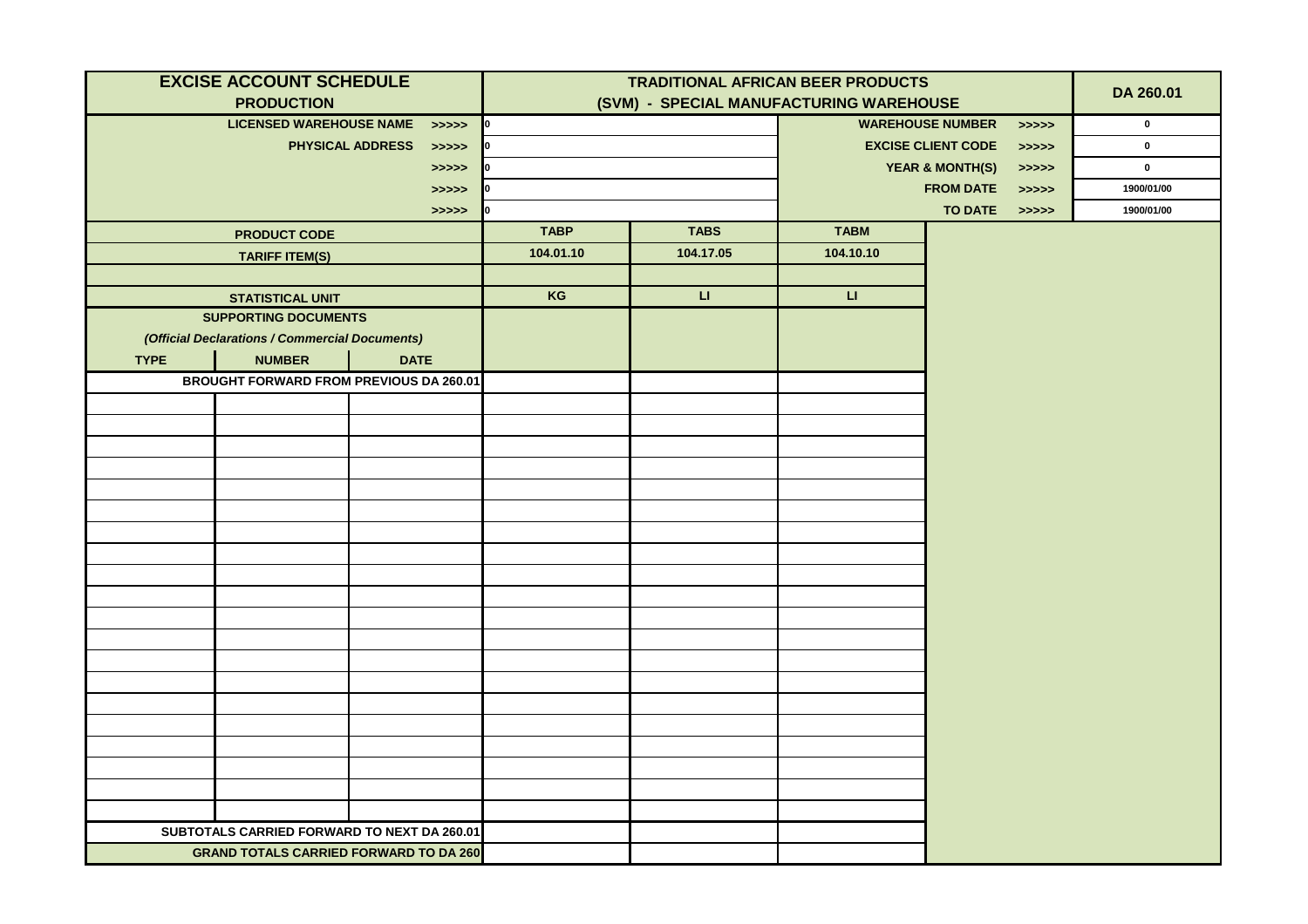| EXCISE ACCOUNT SCHEDULE<br>PRODUCTION | | | TRADITIONAL AFRICAN BEER PRODUCTS<br>(SVM) - SPECIAL MANUFACTURING WAREHOUSE | | | | DA 260.01 |
|---|---|---|---|---|---|---|---|
| LICENSED WAREHOUSE NAME >>>>> | | | 0 | | WAREHOUSE NUMBER >>>>> | | 0 |
| PHYSICAL ADDRESS >>>>> | | | 0 | | EXCISE CLIENT CODE >>>>> | | 0 |
| >>>>> | | | 0 | | YEAR & MONTH(S) >>>>> | | 0 |
| >>>>> | | | 0 | | FROM DATE >>>>> | | 1900/01/00 |
| >>>>> | | | 0 | | TO DATE >>>>> | | 1900/01/00 |
| PRODUCT CODE | | | TABP | TABS | TABM | | |
| TARIFF ITEM(S) | | | 104.01.10 | 104.17.05 | 104.10.10 | | |
| | | | | | | | |
| STATISTICAL UNIT | | | KG | LI | LI | | |
| SUPPORTING DOCUMENTS<br>*(Official Declarations / Commercial Documents)* | | | | | | | |
| TYPE | NUMBER | DATE | | | | | |
| BROUGHT FORWARD FROM PREVIOUS DA 260.01 | | | | | | | |
| | | | | | | | |
| | | | | | | | |
| | | | | | | | |
| | | | | | | | |
| | | | | | | | |
| | | | | | | | |
| | | | | | | | |
| | | | | | | | |
| | | | | | | | |
| | | | | | | | |
| | | | | | | | |
| | | | | | | | |
| | | | | | | | |
| | | | | | | | |
| | | | | | | | |
| | | | | | | | |
| | | | | | | | |
| | | | | | | | |
| | | | | | | | |
| | | | | | | | |
| SUBTOTALS CARRIED FORWARD TO NEXT DA 260.01 | | | | | | | |
| GRAND TOTALS CARRIED FORWARD TO DA 260 | | | | | | | |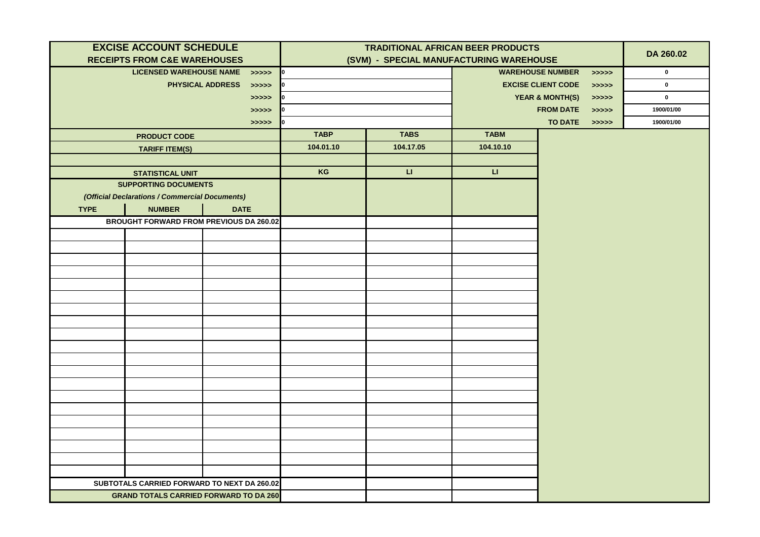| EXCISE ACCOUNT SCHEDULE<br>RECEIPTS FROM C&E WAREHOUSES | | | TRADITIONAL AFRICAN BEER PRODUCTS<br>(SVM) - SPECIAL MANUFACTURING WAREHOUSE | | | DA 260.02 |
|---|---|---|---|---|---|---|
| LICENSED WAREHOUSE NAME >>>>> | | | 0 | | WAREHOUSE NUMBER >>>>> | 0 |
| PHYSICAL ADDRESS >>>>> | | | 0 | | EXCISE CLIENT CODE >>>>> | 0 |
| >>>>> | | | 0 | | YEAR & MONTH(S) >>>>> | 0 |
| >>>>> | | | 0 | | FROM DATE >>>>> | 1900/01/00 |
| >>>>> | | | 0 | | TO DATE >>>>> | 1900/01/00 |
| PRODUCT CODE | | | TABP | TABS | TABM | |
| TARIFF ITEM(S) | | | 104.01.10 | 104.17.05 | 104.10.10 | |
| | | | | | | |
| STATISTICAL UNIT | | | KG | LI | LI | |
| SUPPORTING DOCUMENTS<br>*(Official Declarations / Commercial Documents)* | | | | | | |
| TYPE | NUMBER | DATE | | | | |
| BROUGHT FORWARD FROM PREVIOUS DA 260.02 | | | | | | |
| | | | | | | |
| | | | | | | |
| | | | | | | |
| | | | | | | |
| | | | | | | |
| | | | | | | |
| | | | | | | |
| | | | | | | |
| | | | | | | |
| | | | | | | |
| | | | | | | |
| | | | | | | |
| | | | | | | |
| | | | | | | |
| | | | | | | |
| | | | | | | |
| | | | | | | |
| | | | | | | |
| | | | | | | |
| | | | | | | |
| SUBTOTALS CARRIED FORWARD TO NEXT DA 260.02 | | | | | | |
| GRAND TOTALS CARRIED FORWARD TO DA 260 | | | | | | |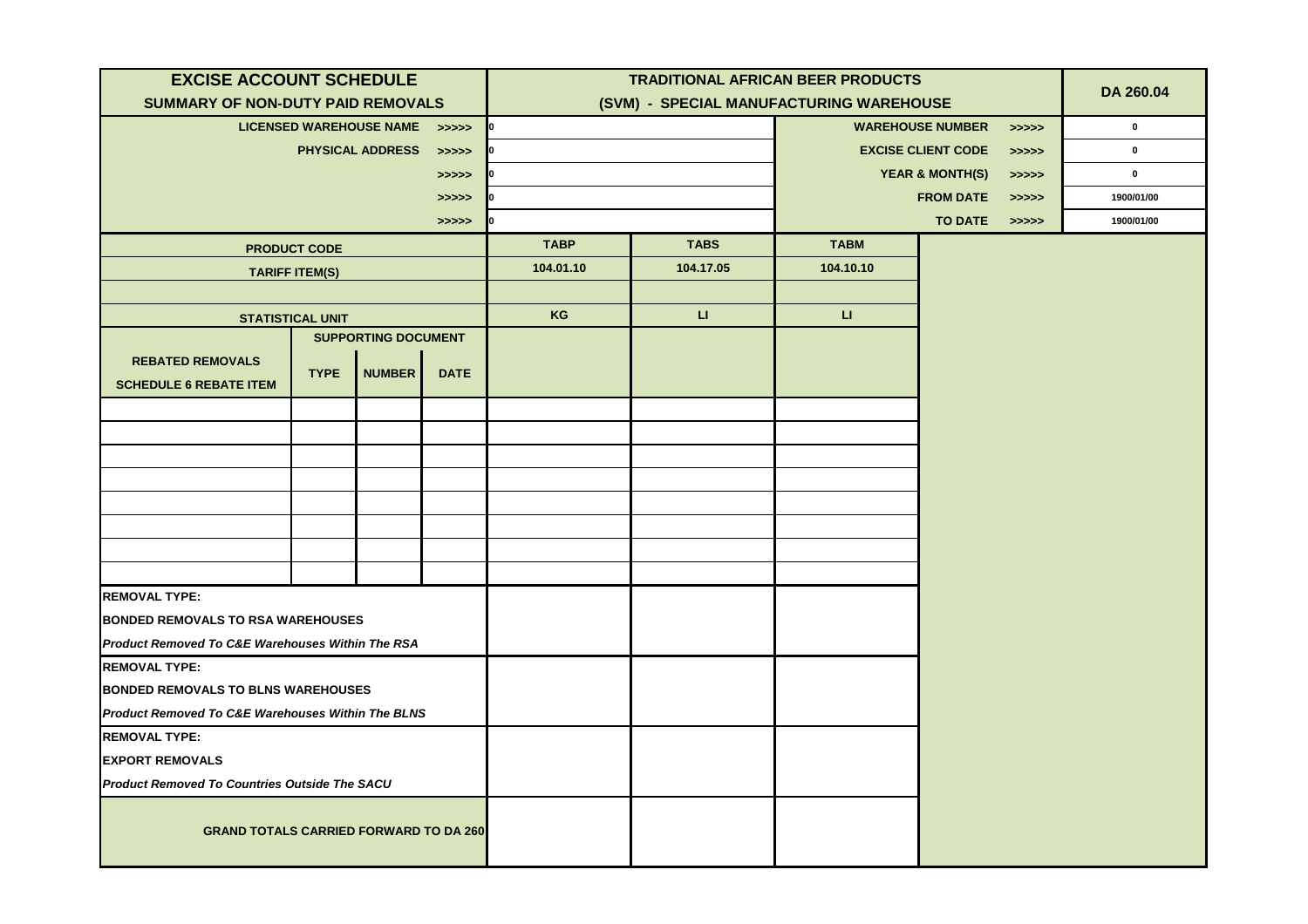| EXCISE ACCOUNT SCHEDULE<br>SUMMARY OF NON-DUTY PAID REMOVALS | | | | TRADITIONAL AFRICAN BEER PRODUCTS<br>(SVM) - SPECIAL MANUFACTURING WAREHOUSE | | | | | DA 260.04 |
|---|---|---|---|---|---|---|---|---|---|
| LICENSED WAREHOUSE NAME | | | >>>>> | 0 | | WAREHOUSE NUMBER | | >>>>> | 0 |
| PHYSICAL ADDRESS | | | >>>>> | 0 | | EXCISE CLIENT CODE | | >>>>> | 0 |
| | | | >>>>> | 0 | | YEAR & MONTH(S) | | >>>>> | 0 |
| | | | >>>>> | 0 | | FROM DATE | | >>>>> | 1900/01/00 |
| | | | >>>>> | 0 | | TO DATE | | >>>>> | 1900/01/00 |
| PRODUCT CODE | | | | TABP | TABS | TABM | | | |
| TARIFF ITEM(S) | | | | 104.01.10 | 104.17.05 | 104.10.10 | | | |
| | | | | | | | | | |
| STATISTICAL UNIT | | | | KG | LI | LI | | | |
| REBATED REMOVALS<br>SCHEDULE 6 REBATE ITEM | SUPPORTING DOCUMENT<br>TYPE | NUMBER | DATE | | | | | | |
| | | | | | | | | | |
| | | | | | | | | | |
| | | | | | | | | | |
| | | | | | | | | | |
| | | | | | | | | | |
| | | | | | | | | | |
| | | | | | | | | | |
| | | | | | | | | | |
| REMOVAL TYPE:<br>BONDED REMOVALS TO RSA WAREHOUSES<br>*Product Removed To C&E Warehouses Within The RSA* | | | | | | | | | |
| REMOVAL TYPE:<br>BONDED REMOVALS TO BLNS WAREHOUSES<br>*Product Removed To C&E Warehouses Within The BLNS* | | | | | | | | | |
| REMOVAL TYPE:<br>EXPORT REMOVALS<br>*Product Removed To Countries Outside The SACU* | | | | | | | | | |
| GRAND TOTALS CARRIED FORWARD TO DA 260 | | | | | | | | | |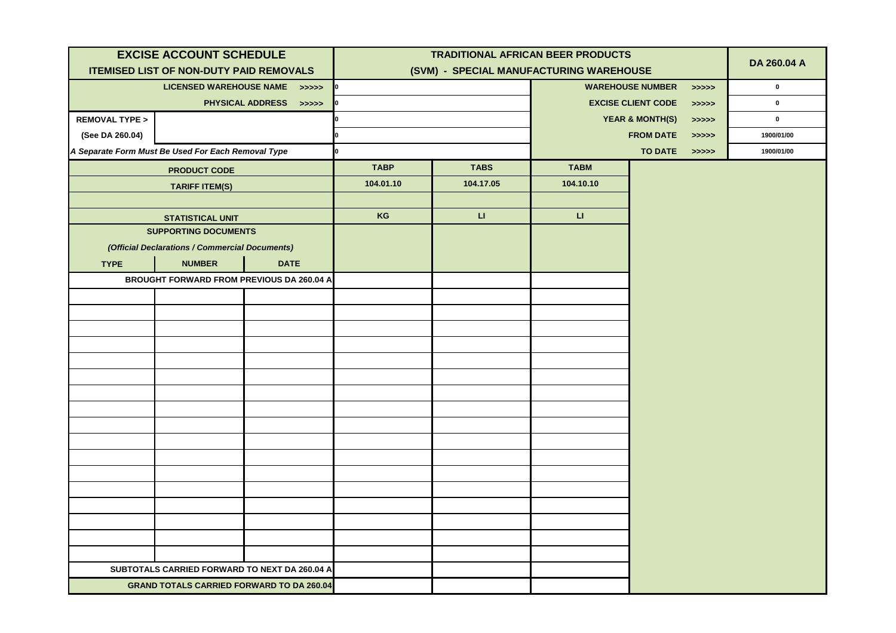| EXCISE ACCOUNT SCHEDULE<br>ITEMISED LIST OF NON-DUTY PAID REMOVALS | | | TRADITIONAL AFRICAN BEER PRODUCTS<br>(SVM) - SPECIAL MANUFACTURING WAREHOUSE | | | DA 260.04 A |
|---|---|---|---|---|---|---|
| LICENSED WAREHOUSE NAME >>>>> | | | 0 | | WAREHOUSE NUMBER >>>>> | 0 |
| PHYSICAL ADDRESS >>>>> | | | 0 | | EXCISE CLIENT CODE >>>>> | 0 |
| REMOVAL TYPE > | | | 0 | | YEAR & MONTH(S) >>>>> | 0 |
| (See DA 260.04) | | | 0 | | FROM DATE >>>>> | 1900/01/00 |
| *A Separate Form Must Be Used For Each Removal Type* | | | 0 | | TO DATE >>>>> | 1900/01/00 |

| PRODUCT CODE | | | TABP | TABS | TABM |
|---|---|---|---|---|---|
| TARIFF ITEM(S) | | | 104.01.10 | 104.17.05 | 104.10.10 |
| | | | | | |
| STATISTICAL UNIT | | | KG | LI | LI |
| SUPPORTING DOCUMENTS<br>*(Official Declarations / Commercial Documents)* | | | | | |
| TYPE | NUMBER | DATE | | | |
| BROUGHT FORWARD FROM PREVIOUS DA 260.04 A | | | | | |
| | | | | | |
| | | | | | |
| | | | | | |
| | | | | | |
| | | | | | |
| | | | | | |
| | | | | | |
| | | | | | |
| | | | | | |
| | | | | | |
| | | | | | |
| | | | | | |
| | | | | | |
| | | | | | |
| | | | | | |
| | | | | | |
| | | | | | |
| SUBTOTALS CARRIED FORWARD TO NEXT DA 260.04 A | | | | | |
| GRAND TOTALS CARRIED FORWARD TO DA 260.04 | | | | | |